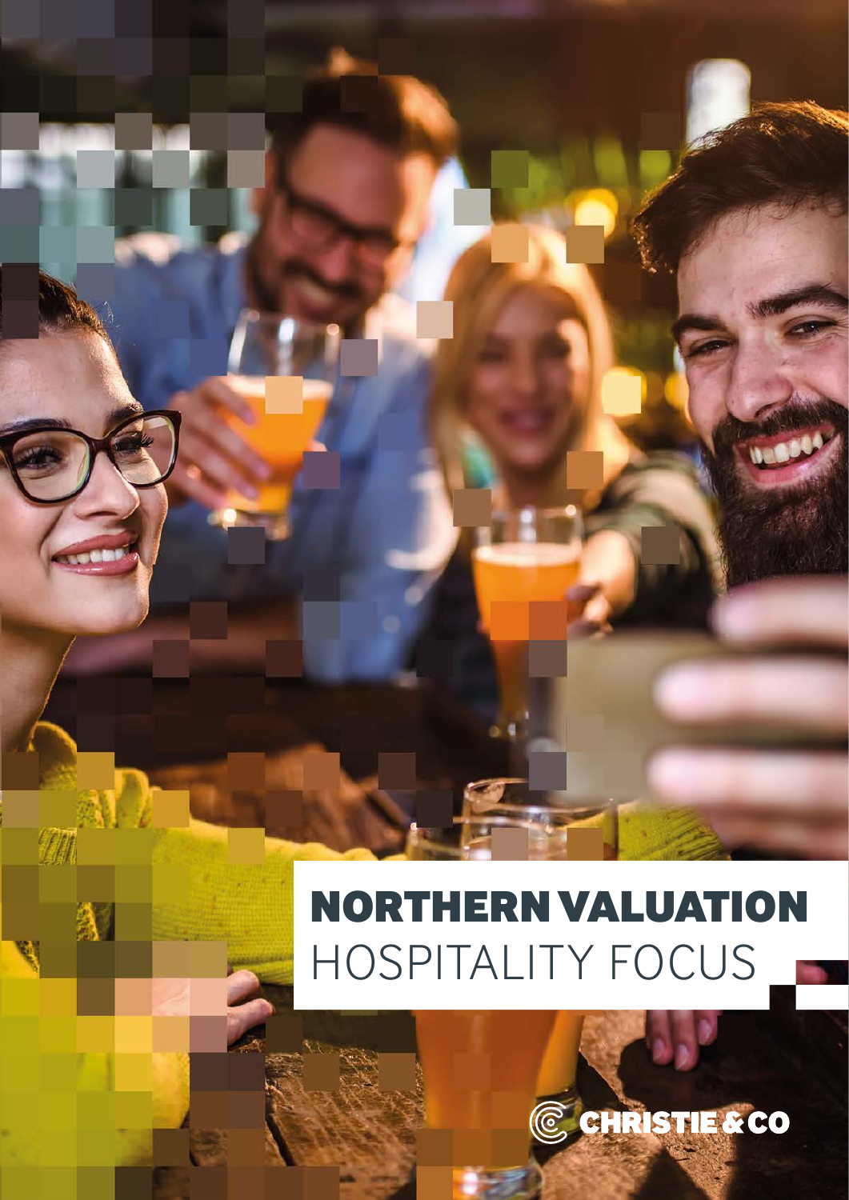# NORTHERN VALUATION
## HOSPITALITY FOCUS

CHRISTIE & CO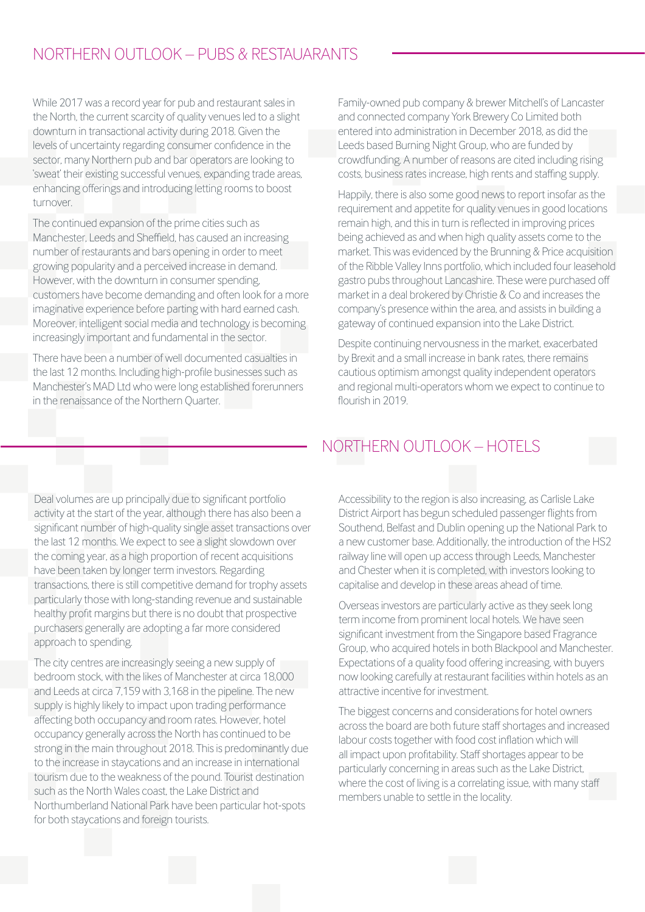## NORTHERN OUTLOOK – PUBS & RESTAURANTS

While 2017 was a record year for pub and restaurant sales in the North, the current scarcity of quality venues led to a slight downturn in transactional activity during 2018. Given the levels of uncertainty regarding consumer confidence in the sector, many Northern pub and bar operators are looking to 'sweat' their existing successful venues, expanding trade areas, enhancing offerings and introducing letting rooms to boost turnover.

The continued expansion of the prime cities such as Manchester, Leeds and Sheffield, has caused an increasing number of restaurants and bars opening in order to meet growing popularity and a perceived increase in demand. However, with the downturn in consumer spending, customers have become demanding and often look for a more imaginative experience before parting with hard earned cash. Moreover, intelligent social media and technology is becoming increasingly important and fundamental in the sector.

There have been a number of well documented casualties in the last 12 months. Including high-profile businesses such as Manchester's MAD Ltd who were long established forerunners in the renaissance of the Northern Quarter.

Family-owned pub company & brewer Mitchell's of Lancaster and connected company York Brewery Co Limited both entered into administration in December 2018, as did the Leeds based Burning Night Group, who are funded by crowdfunding. A number of reasons are cited including rising costs, business rates increase, high rents and staffing supply.

Happily, there is also some good news to report insofar as the requirement and appetite for quality venues in good locations remain high, and this in turn is reflected in improving prices being achieved as and when high quality assets come to the market. This was evidenced by the Brunning & Price acquisition of the Ribble Valley Inns portfolio, which included four leasehold gastro pubs throughout Lancashire. These were purchased off market in a deal brokered by Christie & Co and increases the company's presence within the area, and assists in building a gateway of continued expansion into the Lake District.

Despite continuing nervousness in the market, exacerbated by Brexit and a small increase in bank rates, there remains cautious optimism amongst quality independent operators and regional multi-operators whom we expect to continue to flourish in 2019.

## NORTHERN OUTLOOK – HOTELS

Deal volumes are up principally due to significant portfolio activity at the start of the year, although there has also been a significant number of high-quality single asset transactions over the last 12 months. We expect to see a slight slowdown over the coming year, as a high proportion of recent acquisitions have been taken by longer term investors. Regarding transactions, there is still competitive demand for trophy assets particularly those with long-standing revenue and sustainable healthy profit margins but there is no doubt that prospective purchasers generally are adopting a far more considered approach to spending.

The city centres are increasingly seeing a new supply of bedroom stock, with the likes of Manchester at circa 18,000 and Leeds at circa 7,159 with 3,168 in the pipeline. The new supply is highly likely to impact upon trading performance affecting both occupancy and room rates. However, hotel occupancy generally across the North has continued to be strong in the main throughout 2018. This is predominantly due to the increase in staycations and an increase in international tourism due to the weakness of the pound. Tourist destination such as the North Wales coast, the Lake District and Northumberland National Park have been particular hot-spots for both staycations and foreign tourists.

Accessibility to the region is also increasing, as Carlisle Lake District Airport has begun scheduled passenger flights from Southend, Belfast and Dublin opening up the National Park to a new customer base. Additionally, the introduction of the HS2 railway line will open up access through Leeds, Manchester and Chester when it is completed, with investors looking to capitalise and develop in these areas ahead of time.

Overseas investors are particularly active as they seek long term income from prominent local hotels. We have seen significant investment from the Singapore based Fragrance Group, who acquired hotels in both Blackpool and Manchester. Expectations of a quality food offering increasing, with buyers now looking carefully at restaurant facilities within hotels as an attractive incentive for investment.

The biggest concerns and considerations for hotel owners across the board are both future staff shortages and increased labour costs together with food cost inflation which will all impact upon profitability. Staff shortages appear to be particularly concerning in areas such as the Lake District, where the cost of living is a correlating issue, with many staff members unable to settle in the locality.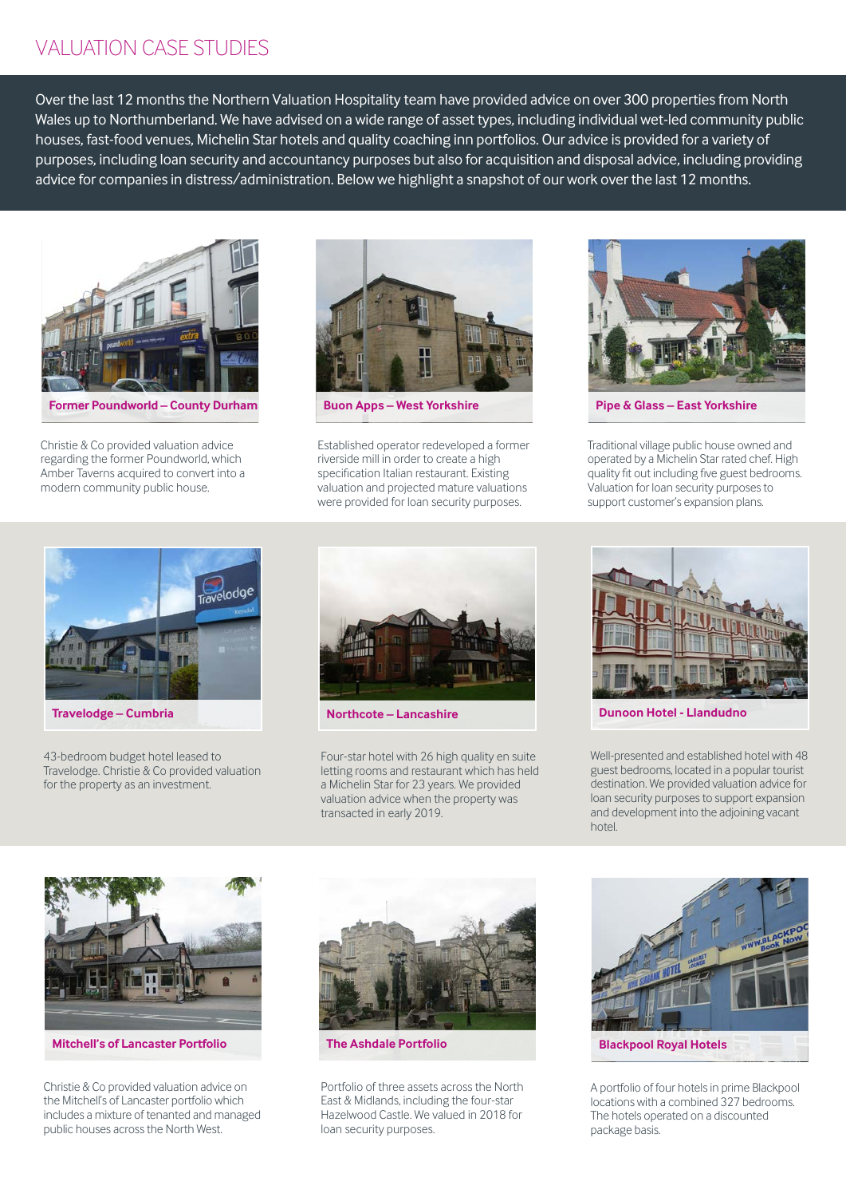# VALUATION CASE STUDIES

Over the last 12 months the Northern Valuation Hospitality team have provided advice on over 300 properties from North Wales up to Northumberland. We have advised on a wide range of asset types, including individual wet-led community public houses, fast-food venues, Michelin Star hotels and quality coaching inn portfolios. Our advice is provided for a variety of purposes, including loan security and accountancy purposes but also for acquisition and disposal advice, including providing advice for companies in distress/administration. Below we highlight a snapshot of our work over the last 12 months.

### Former Poundworld – County Durham

Christie & Co provided valuation advice regarding the former Poundworld, which Amber Taverns acquired to convert into a modern community public house.

### Buon Apps – West Yorkshire

Established operator redeveloped a former riverside mill in order to create a high specification Italian restaurant. Existing valuation and projected mature valuations were provided for loan security purposes.

### Pipe & Glass – East Yorkshire

Traditional village public house owned and operated by a Michelin Star rated chef. High quality fit out including five guest bedrooms. Valuation for loan security purposes to support customer's expansion plans.

### Travelodge – Cumbria

43-bedroom budget hotel leased to Travelodge. Christie & Co provided valuation for the property as an investment.

### Northcote – Lancashire

Four-star hotel with 26 high quality en suite letting rooms and restaurant which has held a Michelin Star for 23 years. We provided valuation advice when the property was transacted in early 2019.

### Dunoon Hotel - Llandudno

Well-presented and established hotel with 48 guest bedrooms, located in a popular tourist destination. We provided valuation advice for loan security purposes to support expansion and development into the adjoining vacant hotel.

### Mitchell's of Lancaster Portfolio

Christie & Co provided valuation advice on the Mitchell's of Lancaster portfolio which includes a mixture of tenanted and managed public houses across the North West.

### The Ashdale Portfolio

Portfolio of three assets across the North East & Midlands, including the four-star Hazelwood Castle. We valued in 2018 for loan security purposes.

### Blackpool Royal Hotels

A portfolio of four hotels in prime Blackpool locations with a combined 327 bedrooms. The hotels operated on a discounted package basis.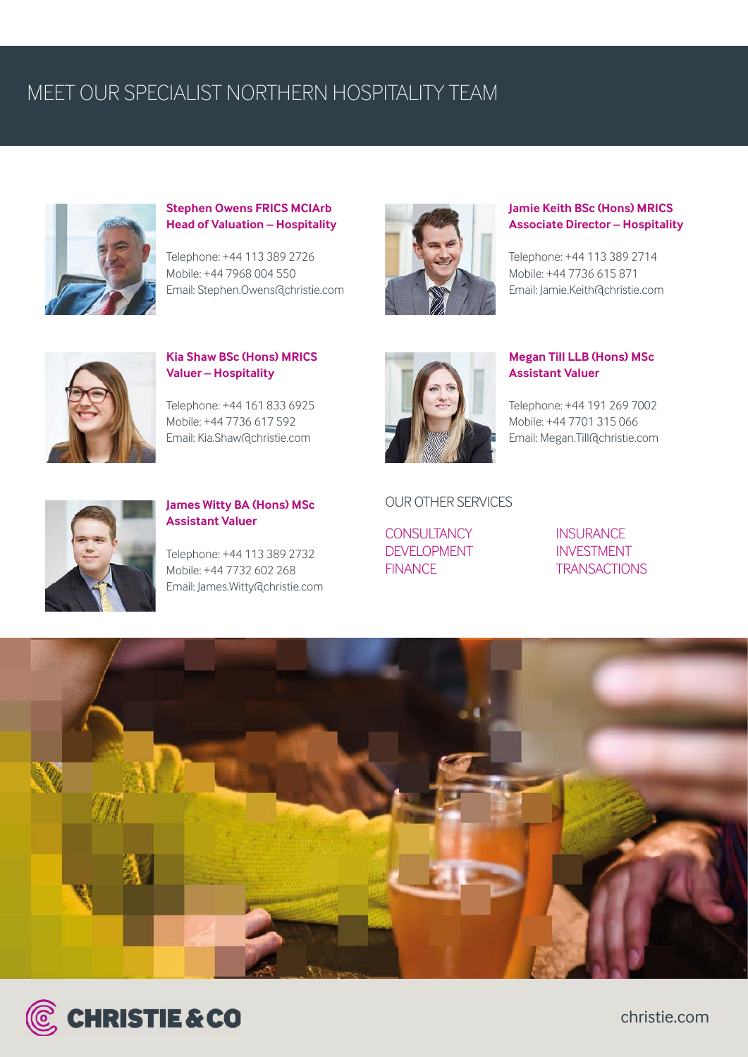# MEET OUR SPECIALIST NORTHERN HOSPITALITY TEAM

**Stephen Owens FRICS MCIArb**
**Head of Valuation – Hospitality**

Telephone: +44 113 389 2726
Mobile: +44 7968 004 550
Email: Stephen.Owens@christie.com

**Jamie Keith BSc (Hons) MRICS**
**Associate Director – Hospitality**

Telephone: +44 113 389 2714
Mobile: +44 7736 615 871
Email: Jamie.Keith@christie.com

**Kia Shaw BSc (Hons) MRICS**
**Valuer – Hospitality**

Telephone: +44 161 833 6925
Mobile: +44 7736 617 592
Email: Kia.Shaw@christie.com

**Megan Till LLB (Hons) MSc**
**Assistant Valuer**

Telephone: +44 191 269 7002
Mobile: +44 7701 315 066
Email: Megan.Till@christie.com

**James Witty BA (Hons) MSc**
**Assistant Valuer**

Telephone: +44 113 389 2732
Mobile: +44 7732 602 268
Email: James.Witty@christie.com

## OUR OTHER SERVICES

CONSULTANCY
DEVELOPMENT
FINANCE
INSURANCE
INVESTMENT
TRANSACTIONS

CHRISTIE & CO

christie.com